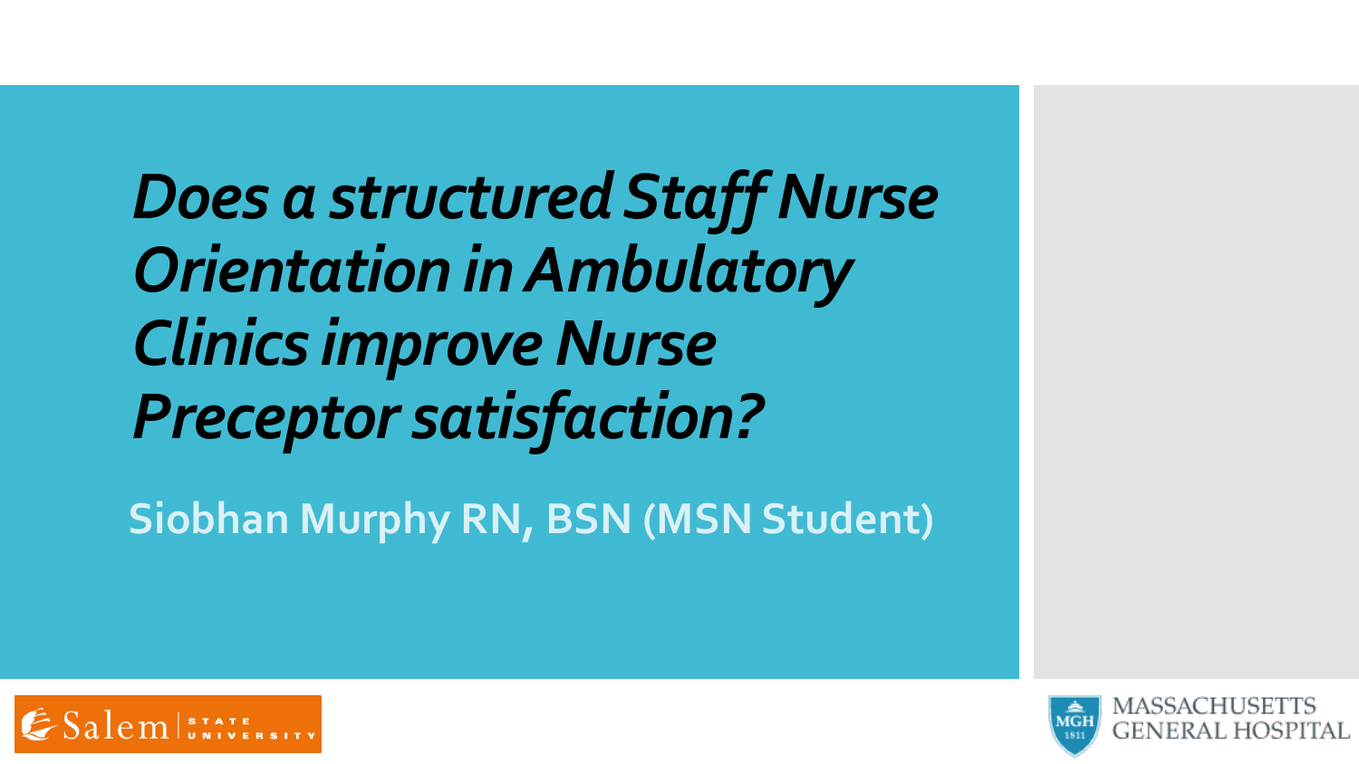# *Does a structured Staff Nurse Orientation in Ambulatory Clinics improve Nurse Preceptor satisfaction?*

**Siobhan Murphy RN, BSN (MSN Student)**

Salem STATE UNIVERSITY

MGH 1811 MASSACHUSETTS GENERAL HOSPITAL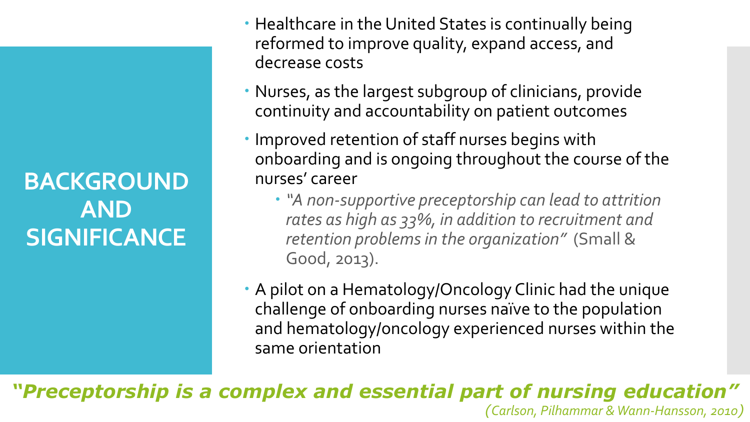# BACKGROUND AND SIGNIFICANCE

- Healthcare in the United States is continually being reformed to improve quality, expand access, and decrease costs
- Nurses, as the largest subgroup of clinicians, provide continuity and accountability on patient outcomes
- Improved retention of staff nurses begins with onboarding and is ongoing throughout the course of the nurses' career
  - *"A non-supportive preceptorship can lead to attrition rates as high as 33%, in addition to recruitment and retention problems in the organization"* (Small & Good, 2013).
- A pilot on a Hematology/Oncology Clinic had the unique challenge of onboarding nurses naïve to the population and hematology/oncology experienced nurses within the same orientation

***"Preceptorship is a complex and essential part of nursing education"***

*(Carlson, Pilhammar & Wann-Hansson, 2010)*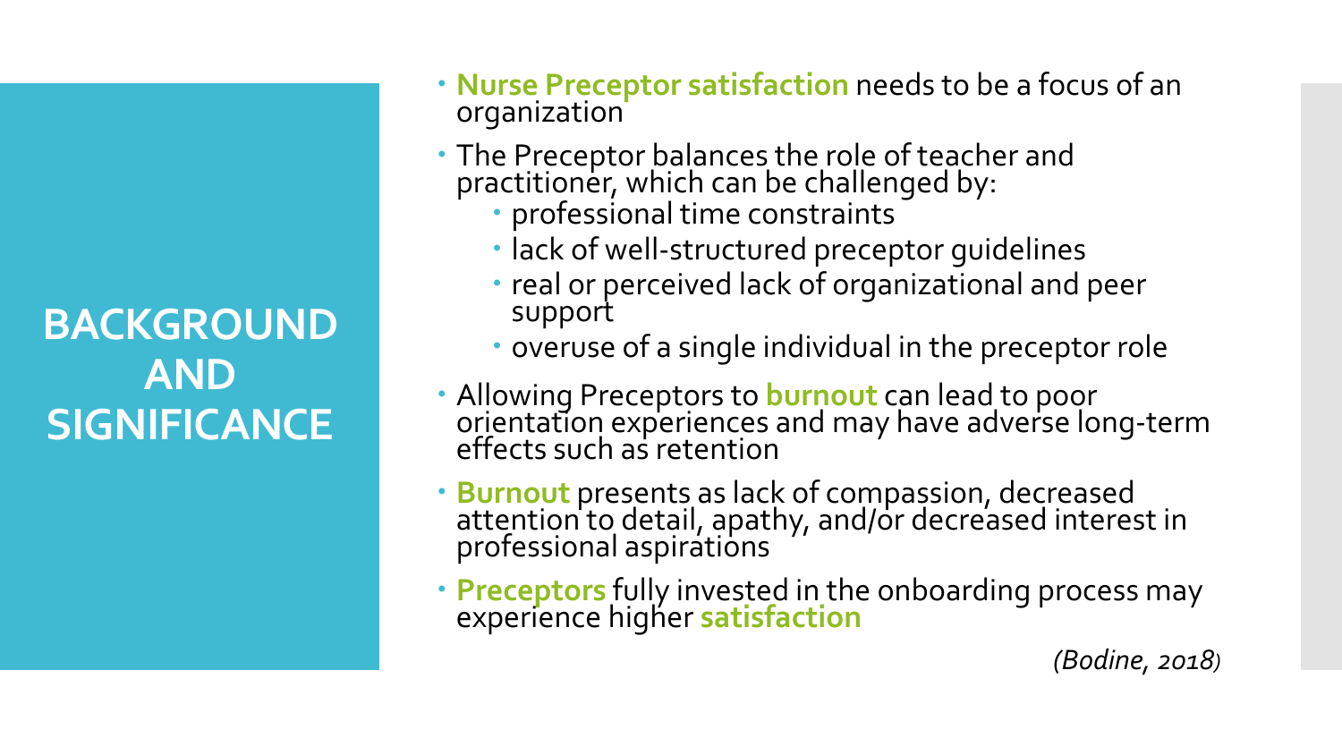# BACKGROUND AND SIGNIFICANCE

- **Nurse Preceptor satisfaction** needs to be a focus of an organization
- The Preceptor balances the role of teacher and practitioner, which can be challenged by:
  - professional time constraints
  - lack of well-structured preceptor guidelines
  - real or perceived lack of organizational and peer support
  - overuse of a single individual in the preceptor role
- Allowing Preceptors to **burnout** can lead to poor orientation experiences and may have adverse long-term effects such as retention
- **Burnout** presents as lack of compassion, decreased attention to detail, apathy, and/or decreased interest in professional aspirations
- **Preceptors** fully invested in the onboarding process may experience higher **satisfaction**

*(Bodine, 2018)*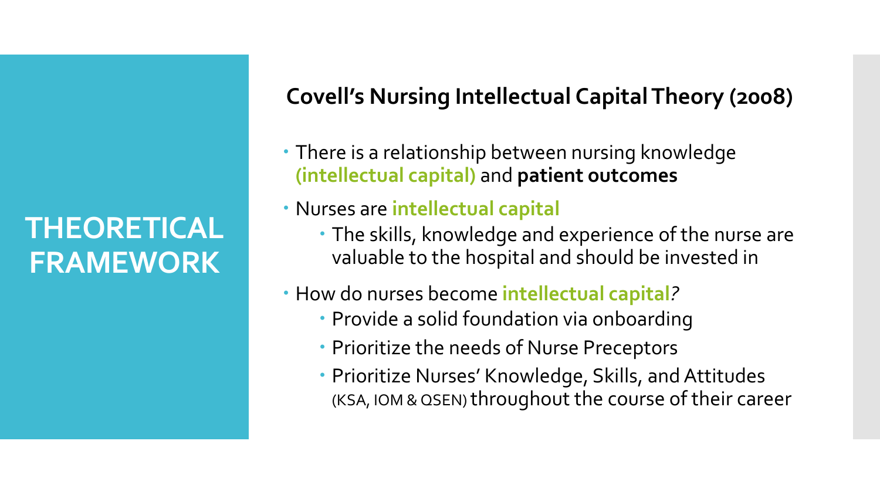# THEORETICAL FRAMEWORK

## Covell's Nursing Intellectual Capital Theory (2008)

- There is a relationship between nursing knowledge **(intellectual capital)** and **patient outcomes**
- Nurses are **intellectual capital**
  - The skills, knowledge and experience of the nurse are valuable to the hospital and should be invested in
- How do nurses become **intellectual capital***?*
  - Provide a solid foundation via onboarding
  - Prioritize the needs of Nurse Preceptors
  - Prioritize Nurses' Knowledge, Skills, and Attitudes (KSA, IOM & QSEN) throughout the course of their career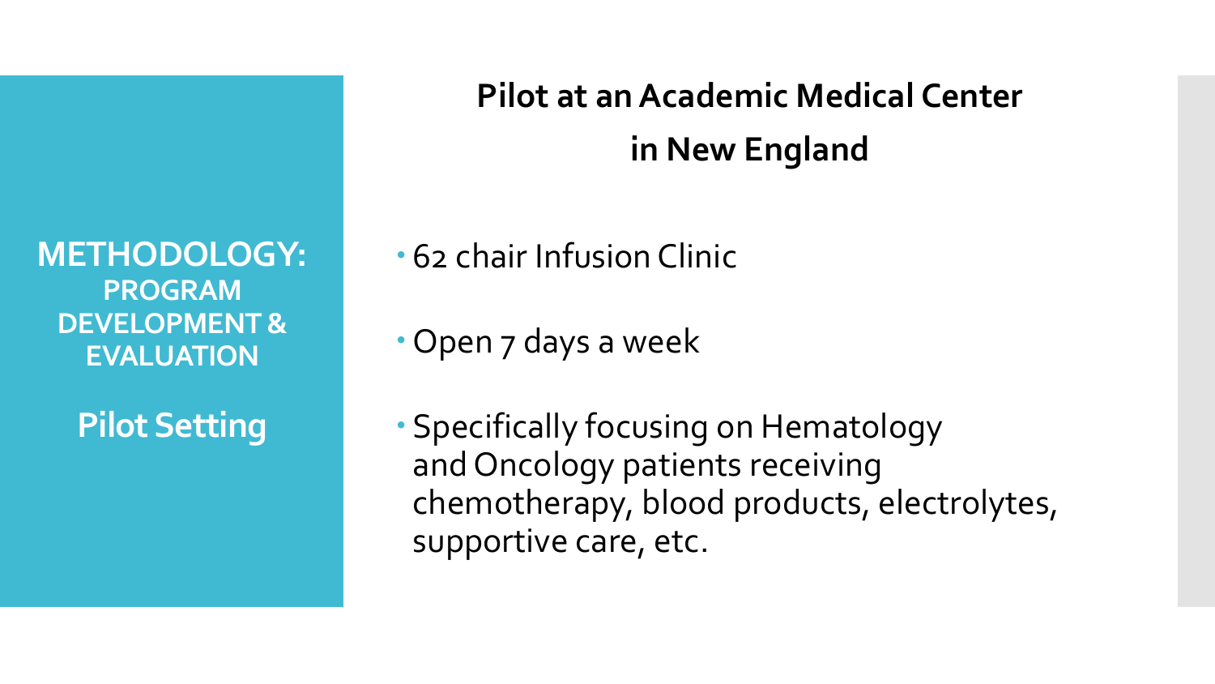**METHODOLOGY:**
**PROGRAM DEVELOPMENT & EVALUATION**

**Pilot Setting**

## Pilot at an Academic Medical Center in New England

- 62 chair Infusion Clinic
- Open 7 days a week
- Specifically focusing on Hematology and Oncology patients receiving chemotherapy, blood products, electrolytes, supportive care, etc.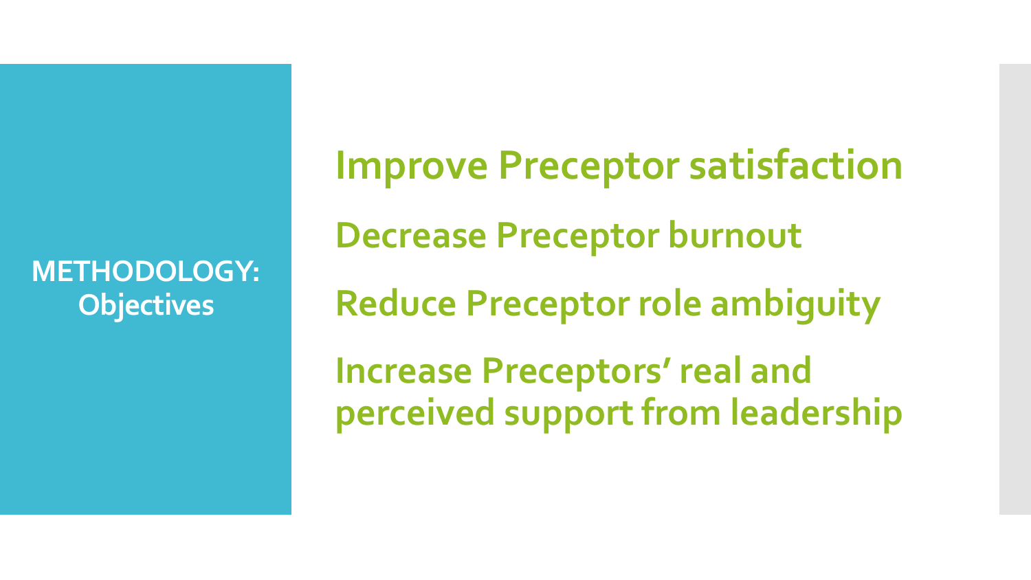## METHODOLOGY: Objectives

**Improve Preceptor satisfaction**

**Decrease Preceptor burnout**

**Reduce Preceptor role ambiguity**

**Increase Preceptors' real and perceived support from leadership**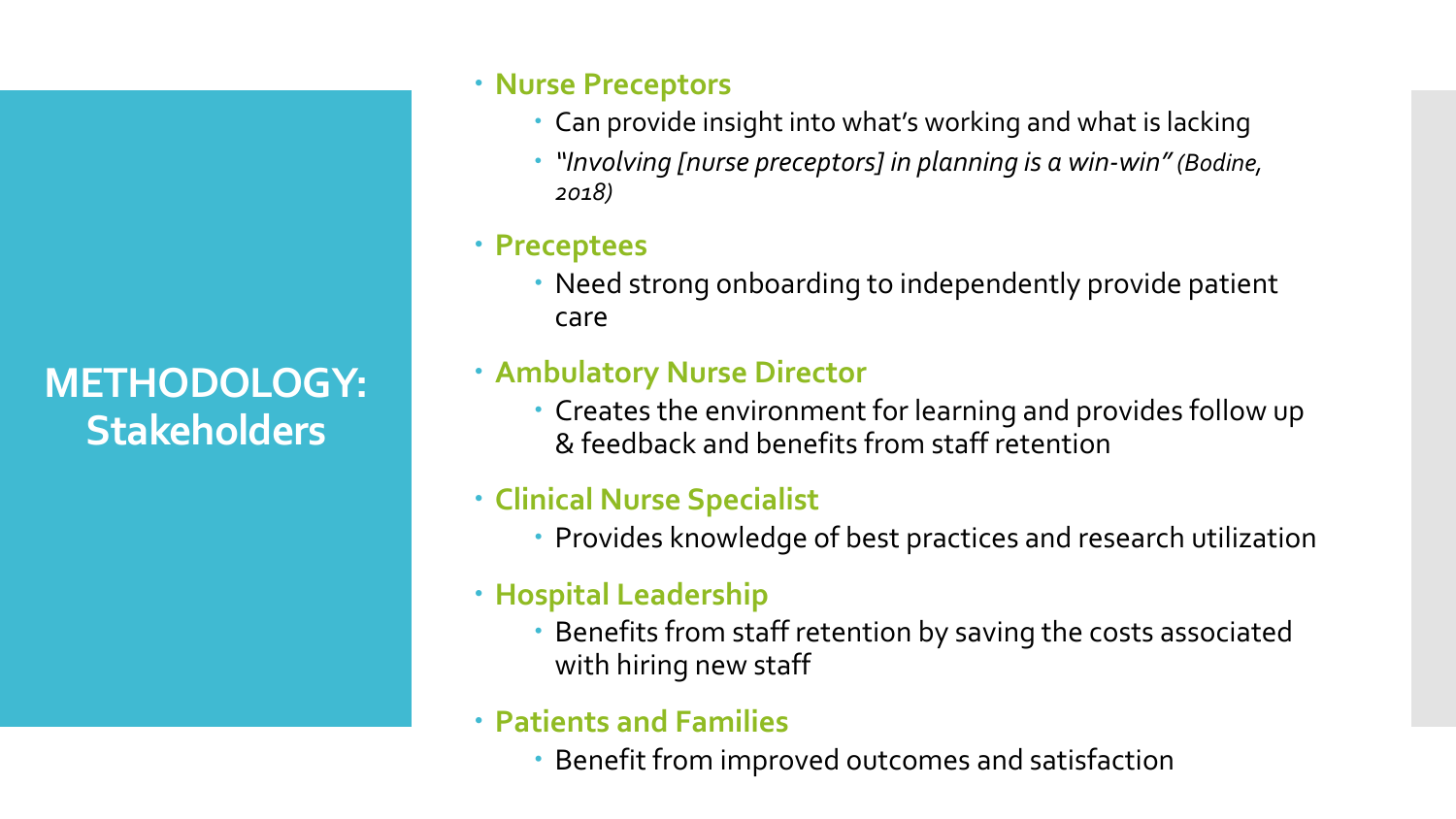# METHODOLOGY: Stakeholders

- **Nurse Preceptors**
  - Can provide insight into what's working and what is lacking
  - *"Involving [nurse preceptors] in planning is a win-win"* (Bodine, 2018)
- **Preceptees**
  - Need strong onboarding to independently provide patient care
- **Ambulatory Nurse Director**
  - Creates the environment for learning and provides follow up & feedback and benefits from staff retention
- **Clinical Nurse Specialist**
  - Provides knowledge of best practices and research utilization
- **Hospital Leadership**
  - Benefits from staff retention by saving the costs associated with hiring new staff
- **Patients and Families**
  - Benefit from improved outcomes and satisfaction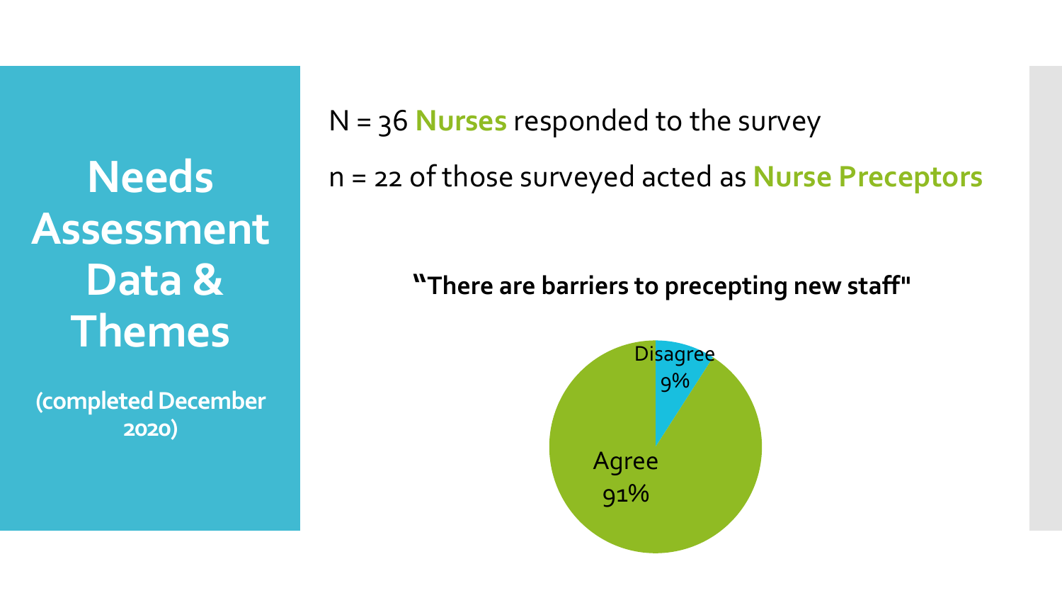# Needs Assessment Data & Themes

**(completed December 2020)**

N = 36 **Nurses** responded to the survey

n = 22 of those surveyed acted as **Nurse Preceptors**

**"There are barriers to precepting new staff"**

Disagree 9%

Agree 91%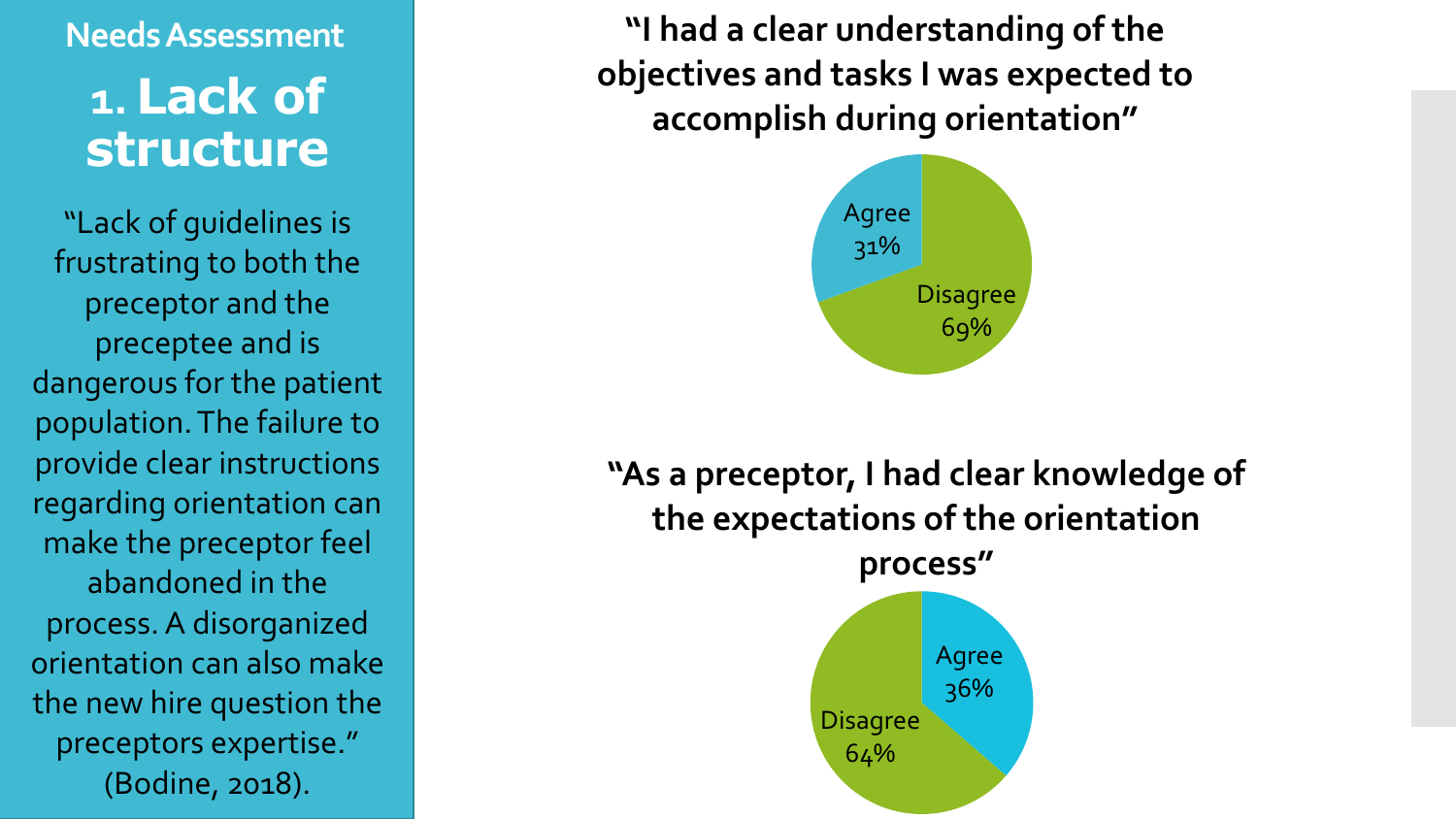## Needs Assessment

# 1. Lack of structure

"Lack of guidelines is frustrating to both the preceptor and the preceptee and is dangerous for the patient population. The failure to provide clear instructions regarding orientation can make the preceptor feel abandoned in the process. A disorganized orientation can also make the new hire question the preceptors expertise." (Bodine, 2018).

**"I had a clear understanding of the objectives and tasks I was expected to accomplish during orientation"**

| Response | Percentage |
| --- | --- |
| Agree | 31% |
| Disagree | 69% |

**"As a preceptor, I had clear knowledge of the expectations of the orientation process"**

| Response | Percentage |
| --- | --- |
| Agree | 36% |
| Disagree | 64% |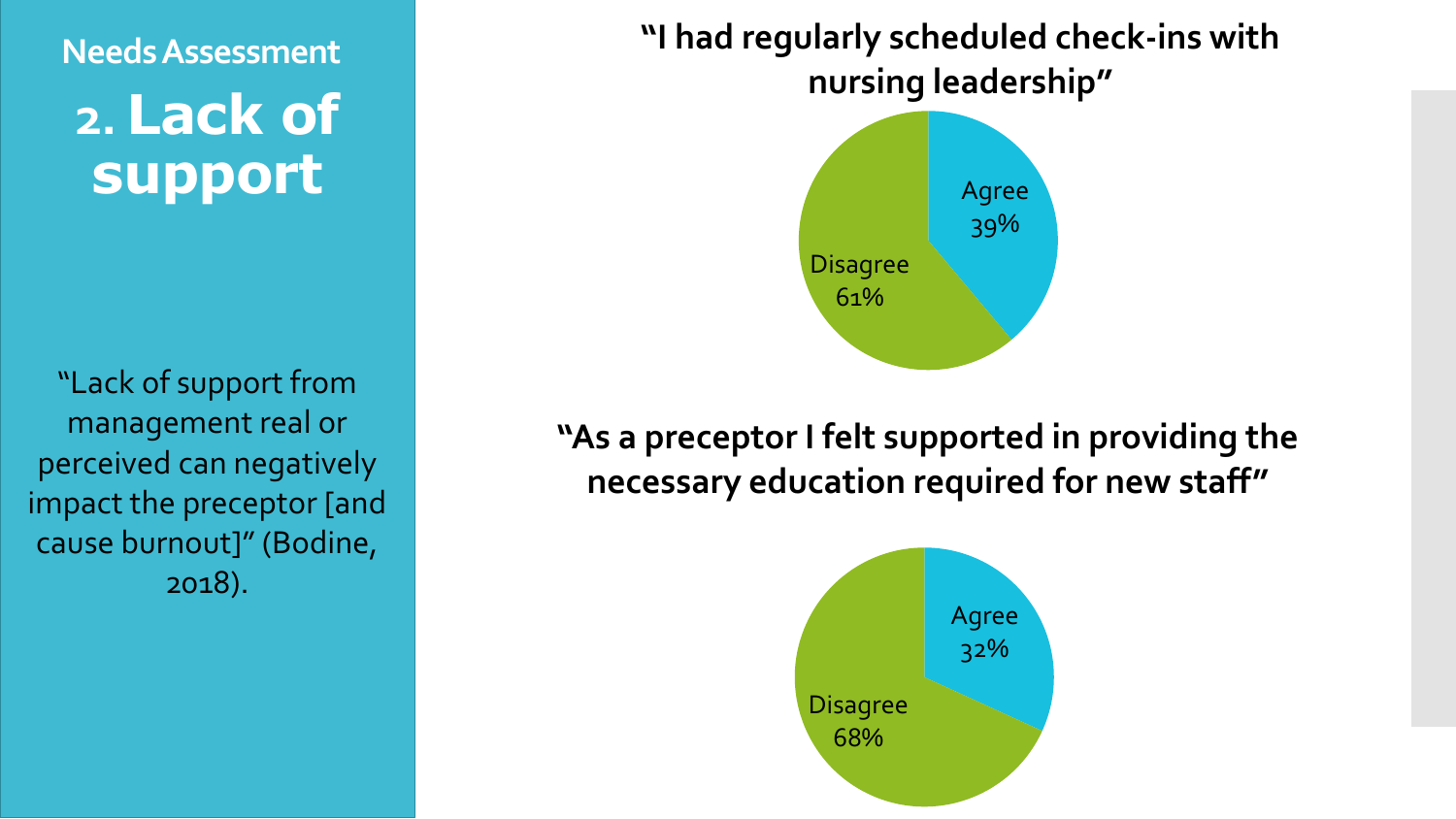## Needs Assessment

# 2. Lack of support

"Lack of support from management real or perceived can negatively impact the preceptor [and cause burnout]" (Bodine, 2018).

**"I had regularly scheduled check-ins with nursing leadership"**

| Response | Percentage |
| --- | --- |
| Agree | 39% |
| Disagree | 61% |

**"As a preceptor I felt supported in providing the necessary education required for new staff"**

| Response | Percentage |
| --- | --- |
| Agree | 32% |
| Disagree | 68% |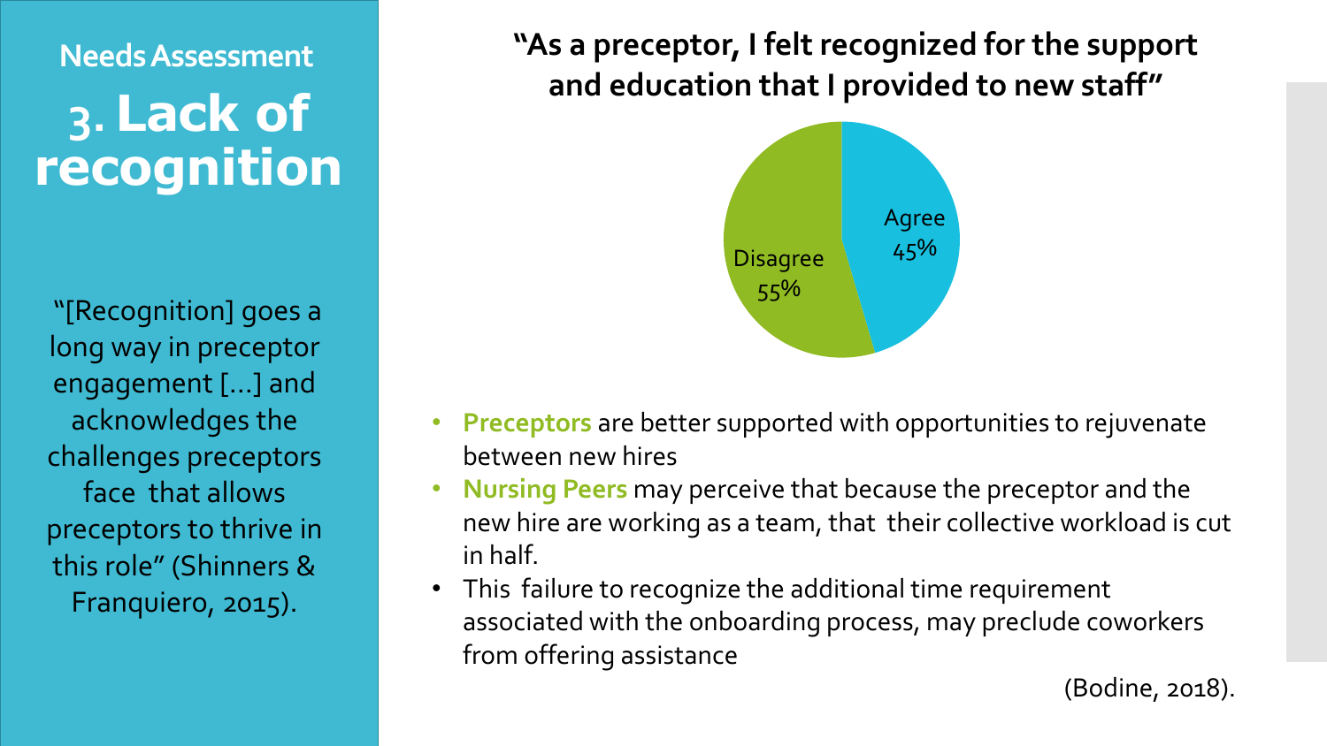## Needs Assessment

# 3. Lack of recognition

"[Recognition] goes a long way in preceptor engagement [...] and acknowledges the challenges preceptors face that allows preceptors to thrive in this role" (Shinners & Franquiero, 2015).

### "As a preceptor, I felt recognized for the support and education that I provided to new staff"

Agree 45%

Disagree 55%

- **Preceptors** are better supported with opportunities to rejuvenate between new hires
- **Nursing Peers** may perceive that because the preceptor and the new hire are working as a team, that their collective workload is cut in half.
- This failure to recognize the additional time requirement associated with the onboarding process, may preclude coworkers from offering assistance

(Bodine, 2018).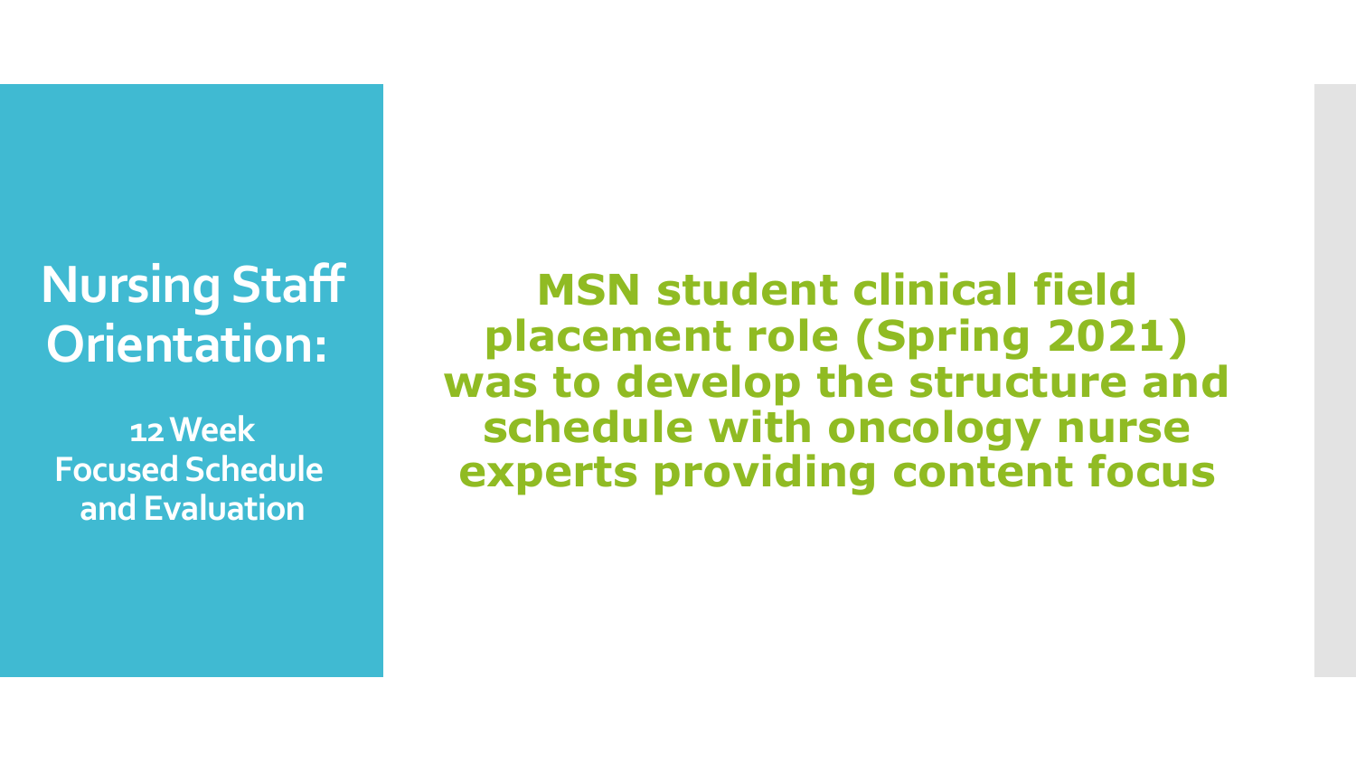# Nursing Staff Orientation:

## 12 Week Focused Schedule and Evaluation

**MSN student clinical field placement role (Spring 2021) was to develop the structure and schedule with oncology nurse experts providing content focus**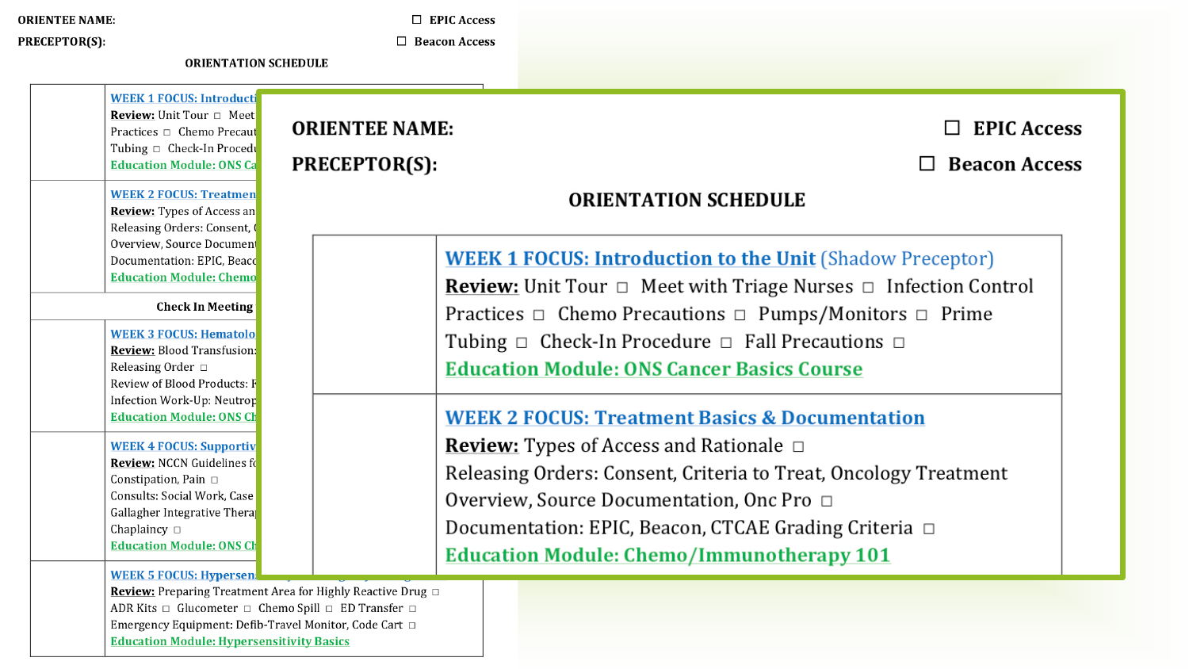**ORIENTEE NAME:** ☐ **EPIC Access**

**PRECEPTOR(S):** ☐ **Beacon Access**

**ORIENTATION SCHEDULE**

| | |
|---|---|
| | **WEEK 1 FOCUS: Introduction to the Unit** (Shadow Preceptor)<br>**Review:** Unit Tour □ Meet with Triage Nurses □ Infection Control Practices □ Chemo Precautions □ Pumps/Monitors □ Prime Tubing □ Check-In Procedure □ Fall Precautions □<br>**Education Module: ONS Cancer Basics Course** |
| | **WEEK 2 FOCUS: Treatment Basics & Documentation**<br>**Review:** Types of Access and Rationale □<br>Releasing Orders: Consent, Criteria to Treat, Oncology Treatment Overview, Source Documentation, Onc Pro □<br>Documentation: EPIC, Beacon, CTCAE Grading Criteria □<br>**Education Module: Chemo/Immunotherapy 101** |
| **Check In Meeting** | |
| | **WEEK 3 FOCUS: Hematolo...**<br>**Review:** Blood Transfusion...<br>Releasing Order □<br>Review of Blood Products: F...<br>Infection Work-Up: Neutrop...<br>**Education Module: ONS Ch...** |
| | **WEEK 4 FOCUS: Supportiv...**<br>**Review:** NCCN Guidelines f...<br>Constipation, Pain □<br>Consults: Social Work, Case...<br>Gallagher Integrative Thera...<br>Chaplaincy □<br>**Education Module: ONS Ch...** |
| | **WEEK 5 FOCUS: Hypersen...**<br>**Review:** Preparing Treatment Area for Highly Reactive Drug □<br>ADR Kits □ Glucometer □ Chemo Spill □ ED Transfer □<br>Emergency Equipment: Defib-Travel Monitor, Code Cart □<br>**Education Module: Hypersensitivity Basics** |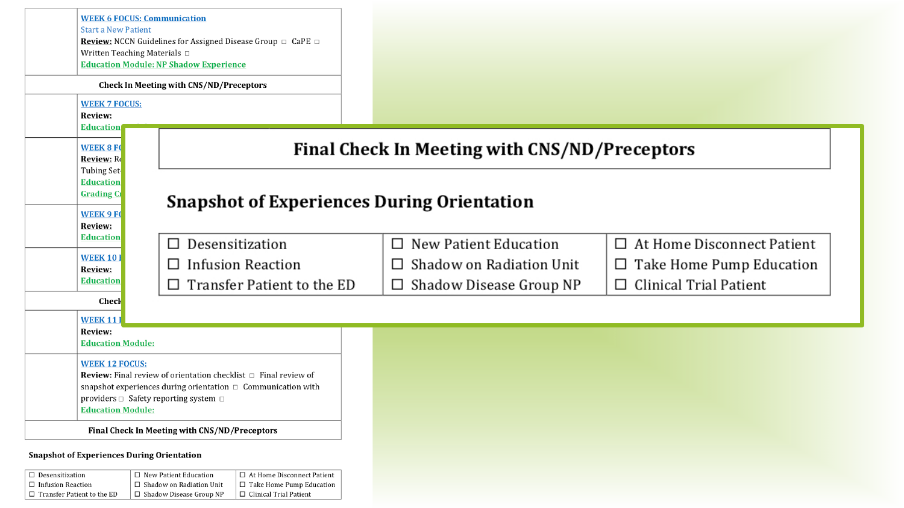| | |
|---|---|
| | **WEEK 6 FOCUS: Communication**<br>Start a New Patient<br>**Review:** NCCN Guidelines for Assigned Disease Group ☐ CaPE ☐ Written Teaching Materials ☐<br>**Education Module: NP Shadow Experience** |
| **Check In Meeting with CNS/ND/Preceptors** | |
| | **WEEK 7 FOCUS:**<br>**Review:**<br>**Education** |
| | **WEEK 8 F**<br>**Review:** R<br>Tubing Set-<br>**Education**<br>**Grading Cr** |
| | **WEEK 9 F**<br>**Review:**<br>**Education** |
| | **WEEK 10**<br>**Review:**<br>**Education** |
| **Check** | |
| | **WEEK 11**<br>**Review:**<br>**Education Module:** |
| | **WEEK 12 FOCUS:**<br>**Review:** Final review of orientation checklist ☐ Final review of snapshot experiences during orientation ☐ Communication with providers ☐ Safety reporting system ☐<br>**Education Module:** |
| **Final Check In Meeting with CNS/ND/Preceptors** | |

**Final Check In Meeting with CNS/ND/Preceptors**

## Snapshot of Experiences During Orientation

| | | |
|---|---|---|
| ☐ Desensitization | ☐ New Patient Education | ☐ At Home Disconnect Patient |
| ☐ Infusion Reaction | ☐ Shadow on Radiation Unit | ☐ Take Home Pump Education |
| ☐ Transfer Patient to the ED | ☐ Shadow Disease Group NP | ☐ Clinical Trial Patient |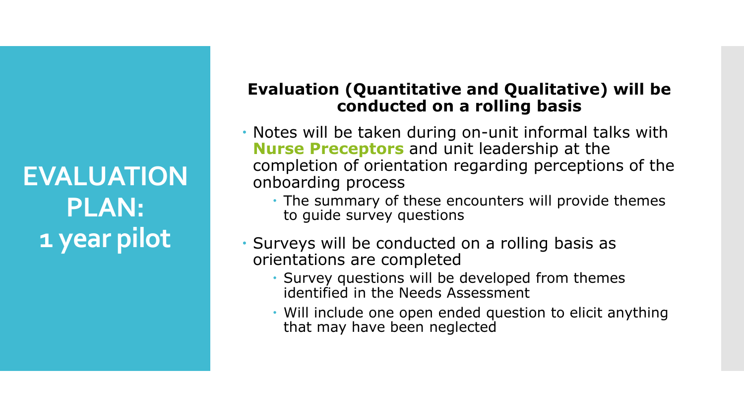# EVALUATION PLAN: 1 year pilot

**Evaluation (Quantitative and Qualitative) will be conducted on a rolling basis**

- Notes will be taken during on-unit informal talks with **Nurse Preceptors** and unit leadership at the completion of orientation regarding perceptions of the onboarding process
  - The summary of these encounters will provide themes to guide survey questions
- Surveys will be conducted on a rolling basis as orientations are completed
  - Survey questions will be developed from themes identified in the Needs Assessment
  - Will include one open ended question to elicit anything that may have been neglected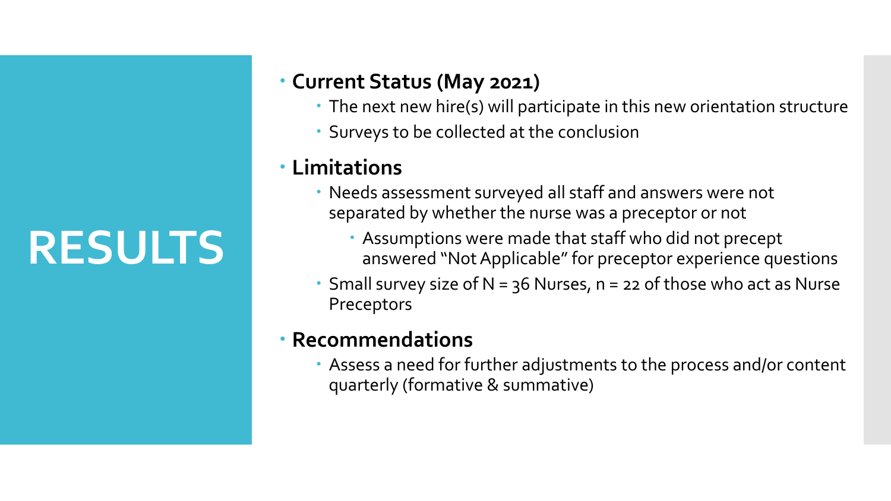# RESULTS

- **Current Status (May 2021)**
  - The next new hire(s) will participate in this new orientation structure
  - Surveys to be collected at the conclusion
- **Limitations**
  - Needs assessment surveyed all staff and answers were not separated by whether the nurse was a preceptor or not
    - Assumptions were made that staff who did not precept answered "Not Applicable" for preceptor experience questions
  - Small survey size of N = 36 Nurses, n = 22 of those who act as Nurse Preceptors
- **Recommendations**
  - Assess a need for further adjustments to the process and/or content quarterly (formative & summative)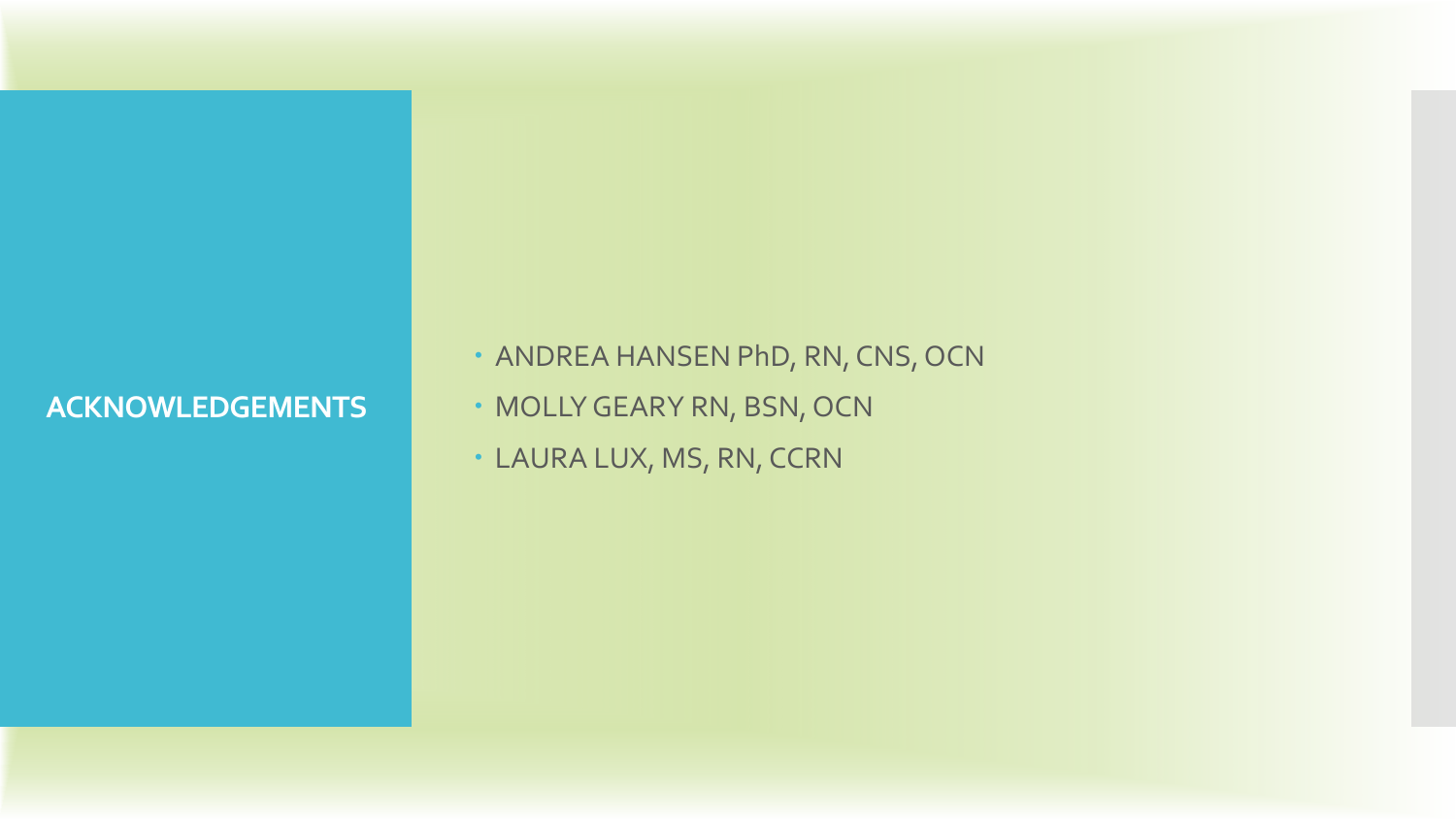## ACKNOWLEDGEMENTS

- ANDREA HANSEN PhD, RN, CNS, OCN
- MOLLY GEARY RN, BSN, OCN
- LAURA LUX, MS, RN, CCRN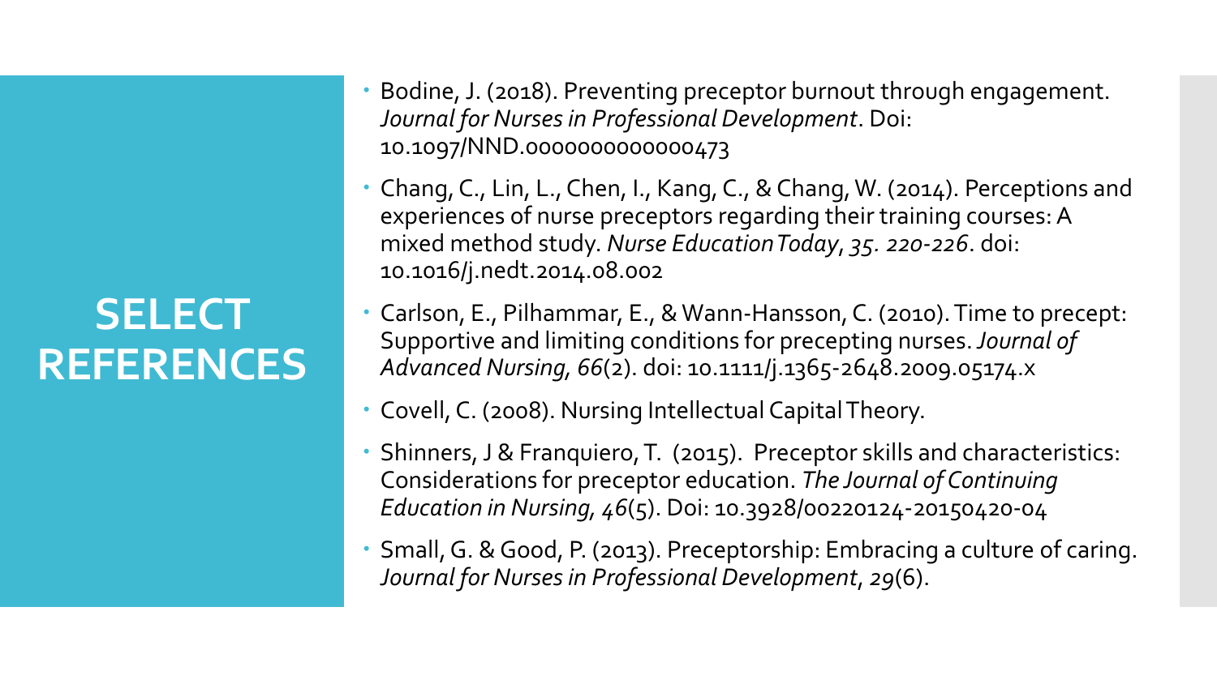# SELECT REFERENCES

- Bodine, J. (2018). Preventing preceptor burnout through engagement. *Journal for Nurses in Professional Development*. Doi: 10.1097/NND.0000000000000473
- Chang, C., Lin, L., Chen, I., Kang, C., & Chang, W. (2014). Perceptions and experiences of nurse preceptors regarding their training courses: A mixed method study. *Nurse Education Today*, *35. 220-226*. doi: 10.1016/j.nedt.2014.08.002
- Carlson, E., Pilhammar, E., & Wann-Hansson, C. (2010). Time to precept: Supportive and limiting conditions for precepting nurses. *Journal of Advanced Nursing, 66*(2). doi: 10.1111/j.1365-2648.2009.05174.x
- Covell, C. (2008). Nursing Intellectual Capital Theory.
- Shinners, J & Franquiero, T. (2015). Preceptor skills and characteristics: Considerations for preceptor education. *The Journal of Continuing Education in Nursing, 46*(5). Doi: 10.3928/00220124-20150420-04
- Small, G. & Good, P. (2013). Preceptorship: Embracing a culture of caring. *Journal for Nurses in Professional Development*, *29*(6).